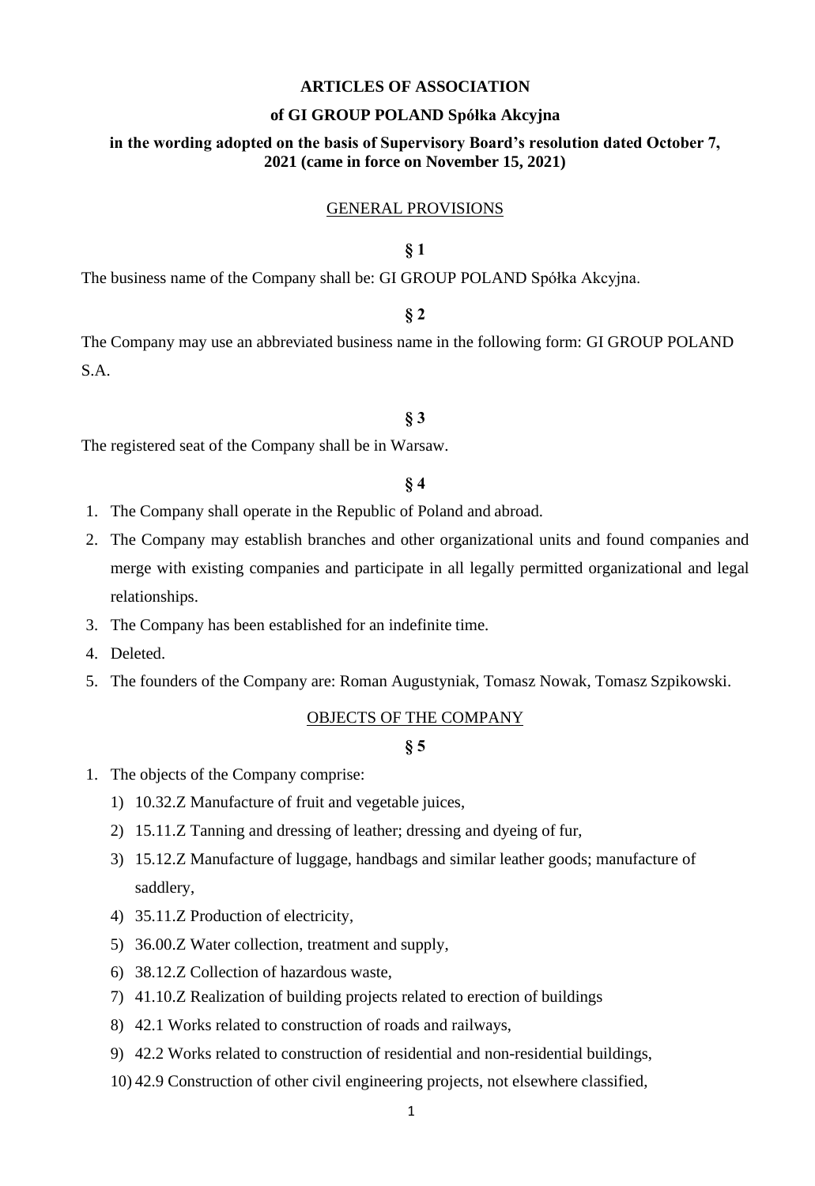**ARTICLES OF ASSOCIATION**

**of GI GROUP POLAND Spółka Akcyjna**

**in the wording adopted on the basis of Supervisory Board's resolution dated October 7, 2021 (came in force on November 15, 2021)**

## GENERAL PROVISIONS

**§ 1**

The business name of the Company shall be: GI GROUP POLAND Spółka Akcyjna.

**§ 2**

The Company may use an abbreviated business name in the following form: GI GROUP POLAND S.A.

**§ 3**

The registered seat of the Company shall be in Warsaw.

**§ 4**

1. The Company shall operate in the Republic of Poland and abroad.
2. The Company may establish branches and other organizational units and found companies and merge with existing companies and participate in all legally permitted organizational and legal relationships.
3. The Company has been established for an indefinite time.
4. Deleted.
5. The founders of the Company are: Roman Augustyniak, Tomasz Nowak, Tomasz Szpikowski.

## OBJECTS OF THE COMPANY

**§ 5**

1. The objects of the Company comprise:
   1) 10.32.Z Manufacture of fruit and vegetable juices,
   2) 15.11.Z Tanning and dressing of leather; dressing and dyeing of fur,
   3) 15.12.Z Manufacture of luggage, handbags and similar leather goods; manufacture of saddlery,
   4) 35.11.Z Production of electricity,
   5) 36.00.Z Water collection, treatment and supply,
   6) 38.12.Z Collection of hazardous waste,
   7) 41.10.Z Realization of building projects related to erection of buildings
   8) 42.1 Works related to construction of roads and railways,
   9) 42.2 Works related to construction of residential and non-residential buildings,
   10) 42.9 Construction of other civil engineering projects, not elsewhere classified,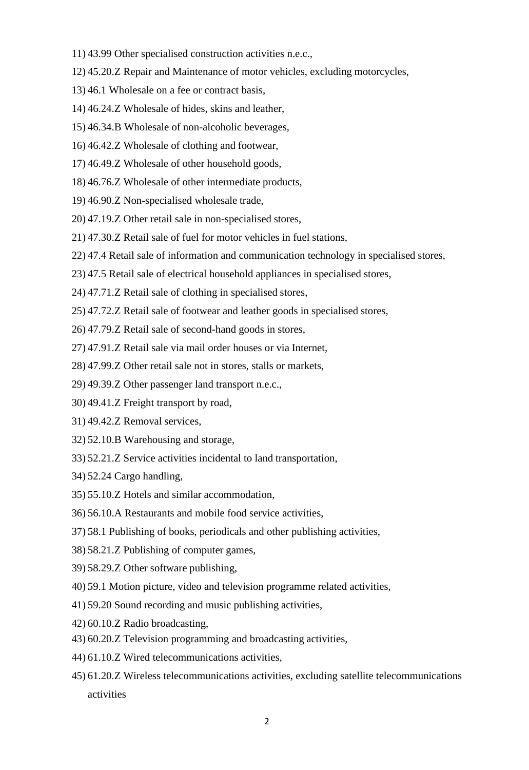11) 43.99 Other specialised construction activities n.e.c.,

12) 45.20.Z Repair and Maintenance of motor vehicles, excluding motorcycles,

13) 46.1 Wholesale on a fee or contract basis,

14) 46.24.Z Wholesale of hides, skins and leather,

15) 46.34.B Wholesale of non-alcoholic beverages,

16) 46.42.Z Wholesale of clothing and footwear,

17) 46.49.Z Wholesale of other household goods,

18) 46.76.Z Wholesale of other intermediate products,

19) 46.90.Z Non-specialised wholesale trade,

20) 47.19.Z Other retail sale in non-specialised stores,

21) 47.30.Z Retail sale of fuel for motor vehicles in fuel stations,

22) 47.4 Retail sale of information and communication technology in specialised stores,

23) 47.5 Retail sale of electrical household appliances in specialised stores,

24) 47.71.Z Retail sale of clothing in specialised stores,

25) 47.72.Z Retail sale of footwear and leather goods in specialised stores,

26) 47.79.Z Retail sale of second-hand goods in stores,

27) 47.91.Z Retail sale via mail order houses or via Internet,

28) 47.99.Z Other retail sale not in stores, stalls or markets,

29) 49.39.Z Other passenger land transport n.e.c.,

30) 49.41.Z Freight transport by road,

31) 49.42.Z Removal services,

32) 52.10.B Warehousing and storage,

33) 52.21.Z Service activities incidental to land transportation,

34) 52.24 Cargo handling,

35) 55.10.Z Hotels and similar accommodation,

36) 56.10.A Restaurants and mobile food service activities,

37) 58.1 Publishing of books, periodicals and other publishing activities,

38) 58.21.Z Publishing of computer games,

39) 58.29.Z Other software publishing,

40) 59.1 Motion picture, video and television programme related activities,

41) 59.20 Sound recording and music publishing activities,

42) 60.10.Z Radio broadcasting,

43) 60.20.Z Television programming and broadcasting activities,

44) 61.10.Z Wired telecommunications activities,

45) 61.20.Z Wireless telecommunications activities, excluding satellite telecommunications activities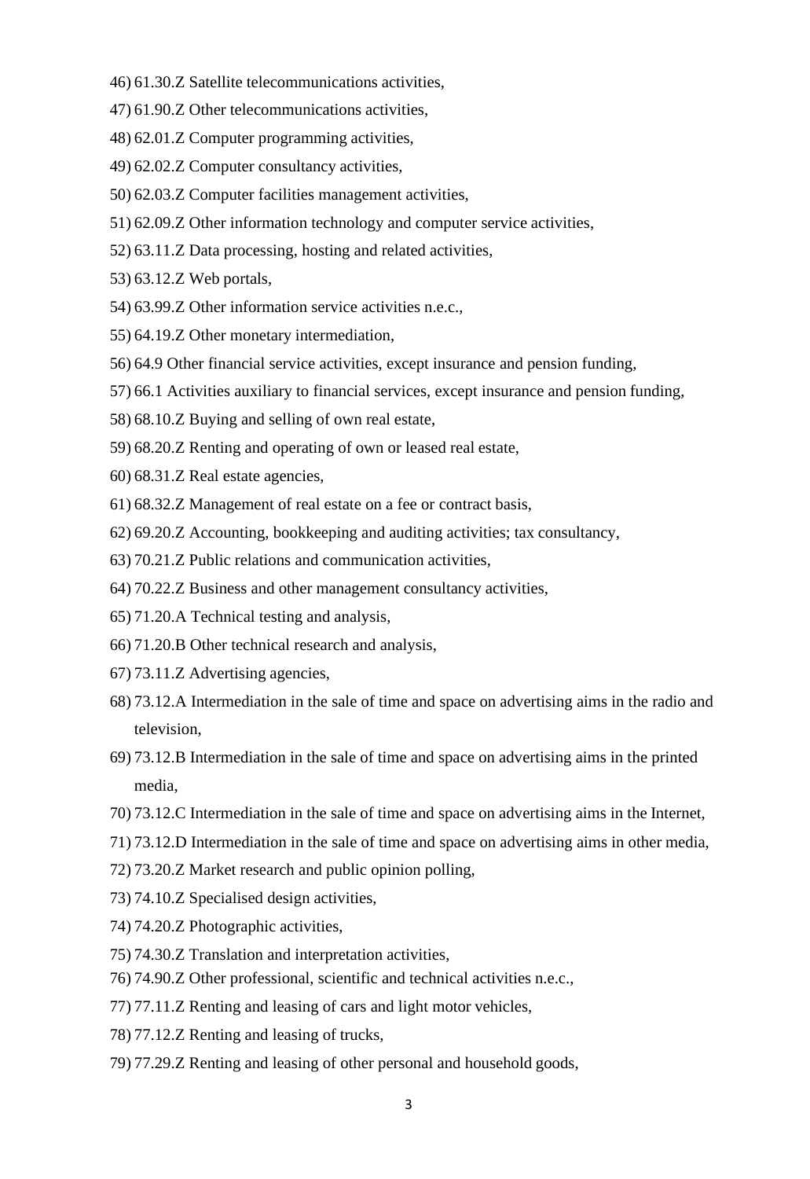46) 61.30.Z Satellite telecommunications activities,

47) 61.90.Z Other telecommunications activities,

48) 62.01.Z Computer programming activities,

49) 62.02.Z Computer consultancy activities,

50) 62.03.Z Computer facilities management activities,

51) 62.09.Z Other information technology and computer service activities,

52) 63.11.Z Data processing, hosting and related activities,

53) 63.12.Z Web portals,

54) 63.99.Z Other information service activities n.e.c.,

55) 64.19.Z Other monetary intermediation,

56) 64.9 Other financial service activities, except insurance and pension funding,

57) 66.1 Activities auxiliary to financial services, except insurance and pension funding,

58) 68.10.Z Buying and selling of own real estate,

59) 68.20.Z Renting and operating of own or leased real estate,

60) 68.31.Z Real estate agencies,

61) 68.32.Z Management of real estate on a fee or contract basis,

62) 69.20.Z Accounting, bookkeeping and auditing activities; tax consultancy,

63) 70.21.Z Public relations and communication activities,

64) 70.22.Z Business and other management consultancy activities,

65) 71.20.A Technical testing and analysis,

66) 71.20.B Other technical research and analysis,

67) 73.11.Z Advertising agencies,

68) 73.12.A Intermediation in the sale of time and space on advertising aims in the radio and television,

69) 73.12.B Intermediation in the sale of time and space on advertising aims in the printed media,

70) 73.12.C Intermediation in the sale of time and space on advertising aims in the Internet,

71) 73.12.D Intermediation in the sale of time and space on advertising aims in other media,

72) 73.20.Z Market research and public opinion polling,

73) 74.10.Z Specialised design activities,

74) 74.20.Z Photographic activities,

75) 74.30.Z Translation and interpretation activities,

76) 74.90.Z Other professional, scientific and technical activities n.e.c.,

77) 77.11.Z Renting and leasing of cars and light motor vehicles,

78) 77.12.Z Renting and leasing of trucks,

79) 77.29.Z Renting and leasing of other personal and household goods,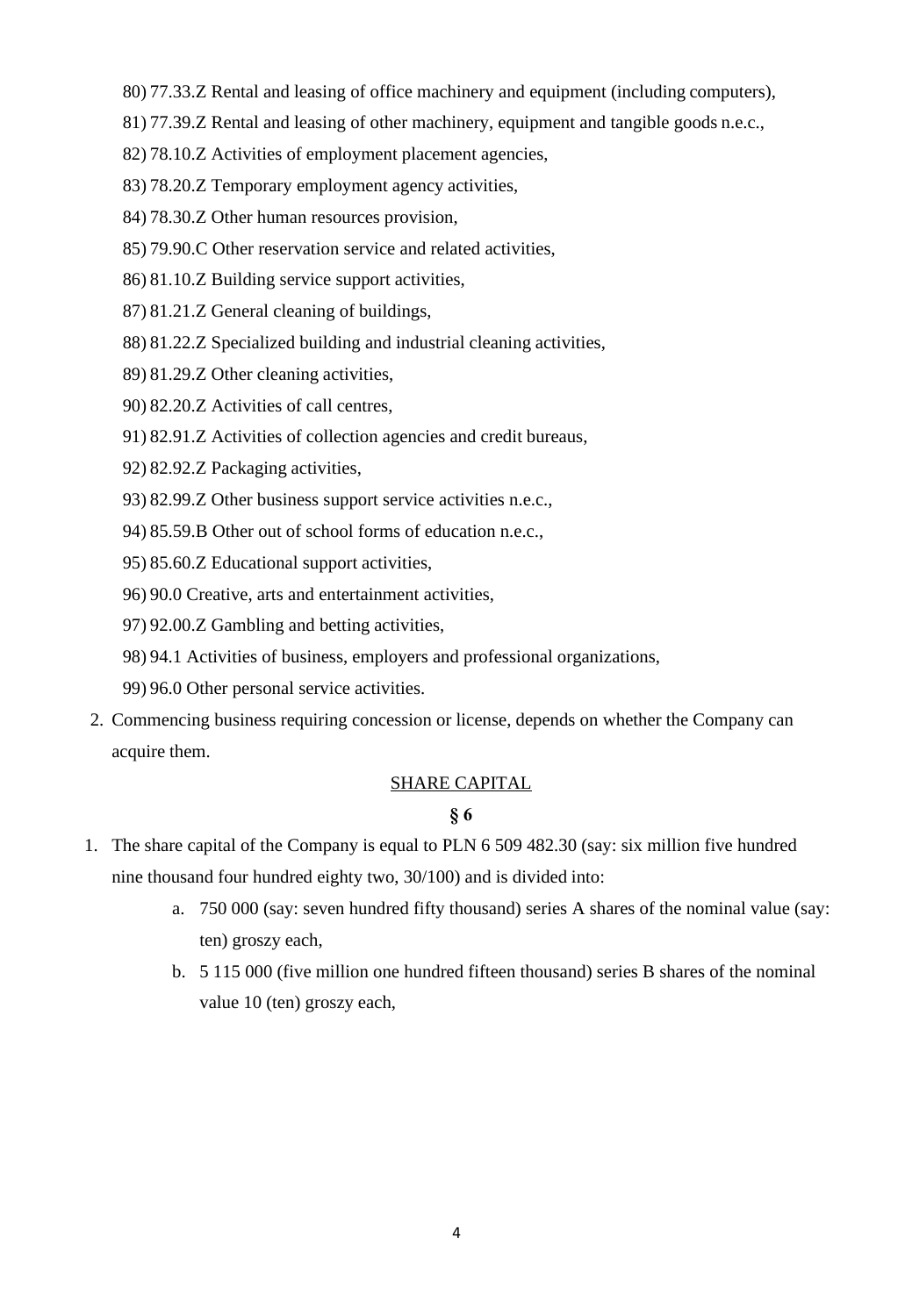80) 77.33.Z Rental and leasing of office machinery and equipment (including computers),

81) 77.39.Z Rental and leasing of other machinery, equipment and tangible goods n.e.c.,

82) 78.10.Z Activities of employment placement agencies,

83) 78.20.Z Temporary employment agency activities,

84) 78.30.Z Other human resources provision,

85) 79.90.C Other reservation service and related activities,

86) 81.10.Z Building service support activities,

87) 81.21.Z General cleaning of buildings,

88) 81.22.Z Specialized building and industrial cleaning activities,

89) 81.29.Z Other cleaning activities,

90) 82.20.Z Activities of call centres,

91) 82.91.Z Activities of collection agencies and credit bureaus,

92) 82.92.Z Packaging activities,

93) 82.99.Z Other business support service activities n.e.c.,

94) 85.59.B Other out of school forms of education n.e.c.,

95) 85.60.Z Educational support activities,

96) 90.0 Creative, arts and entertainment activities,

97) 92.00.Z Gambling and betting activities,

98) 94.1 Activities of business, employers and professional organizations,

99) 96.0 Other personal service activities.

2. Commencing business requiring concession or license, depends on whether the Company can acquire them.

<u>SHARE CAPITAL</u>

**§ 6**

1. The share capital of the Company is equal to PLN 6 509 482.30 (say: six million five hundred nine thousand four hundred eighty two, 30/100) and is divided into:
   a. 750 000 (say: seven hundred fifty thousand) series A shares of the nominal value (say: ten) groszy each,
   b. 5 115 000 (five million one hundred fifteen thousand) series B shares of the nominal value 10 (ten) groszy each,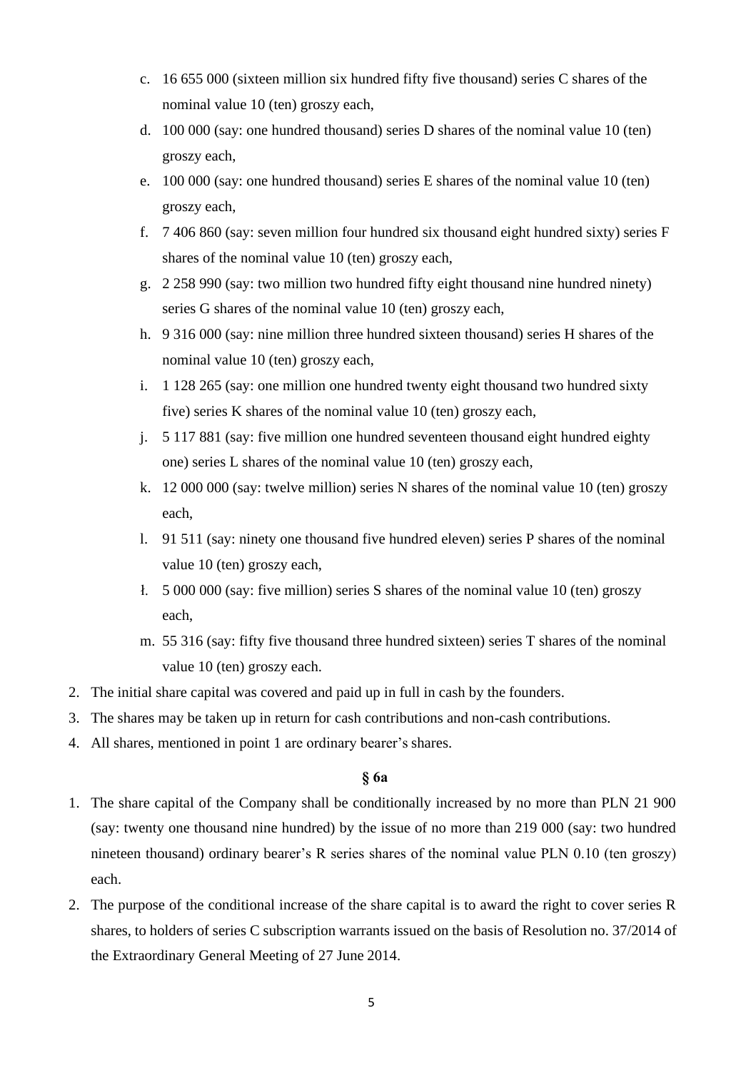c. 16 655 000 (sixteen million six hundred fifty five thousand) series C shares of the nominal value 10 (ten) groszy each,

d. 100 000 (say: one hundred thousand) series D shares of the nominal value 10 (ten) groszy each,

e. 100 000 (say: one hundred thousand) series E shares of the nominal value 10 (ten) groszy each,

f. 7 406 860 (say: seven million four hundred six thousand eight hundred sixty) series F shares of the nominal value 10 (ten) groszy each,

g. 2 258 990 (say: two million two hundred fifty eight thousand nine hundred ninety) series G shares of the nominal value 10 (ten) groszy each,

h. 9 316 000 (say: nine million three hundred sixteen thousand) series H shares of the nominal value 10 (ten) groszy each,

i. 1 128 265 (say: one million one hundred twenty eight thousand two hundred sixty five) series K shares of the nominal value 10 (ten) groszy each,

j. 5 117 881 (say: five million one hundred seventeen thousand eight hundred eighty one) series L shares of the nominal value 10 (ten) groszy each,

k. 12 000 000 (say: twelve million) series N shares of the nominal value 10 (ten) groszy each,

l. 91 511 (say: ninety one thousand five hundred eleven) series P shares of the nominal value 10 (ten) groszy each,

ł. 5 000 000 (say: five million) series S shares of the nominal value 10 (ten) groszy each,

m. 55 316 (say: fifty five thousand three hundred sixteen) series T shares of the nominal value 10 (ten) groszy each.

2. The initial share capital was covered and paid up in full in cash by the founders.
3. The shares may be taken up in return for cash contributions and non-cash contributions.
4. All shares, mentioned in point 1 are ordinary bearer's shares.

**§ 6a**

1. The share capital of the Company shall be conditionally increased by no more than PLN 21 900 (say: twenty one thousand nine hundred) by the issue of no more than 219 000 (say: two hundred nineteen thousand) ordinary bearer's R series shares of the nominal value PLN 0.10 (ten groszy) each.
2. The purpose of the conditional increase of the share capital is to award the right to cover series R shares, to holders of series C subscription warrants issued on the basis of Resolution no. 37/2014 of the Extraordinary General Meeting of 27 June 2014.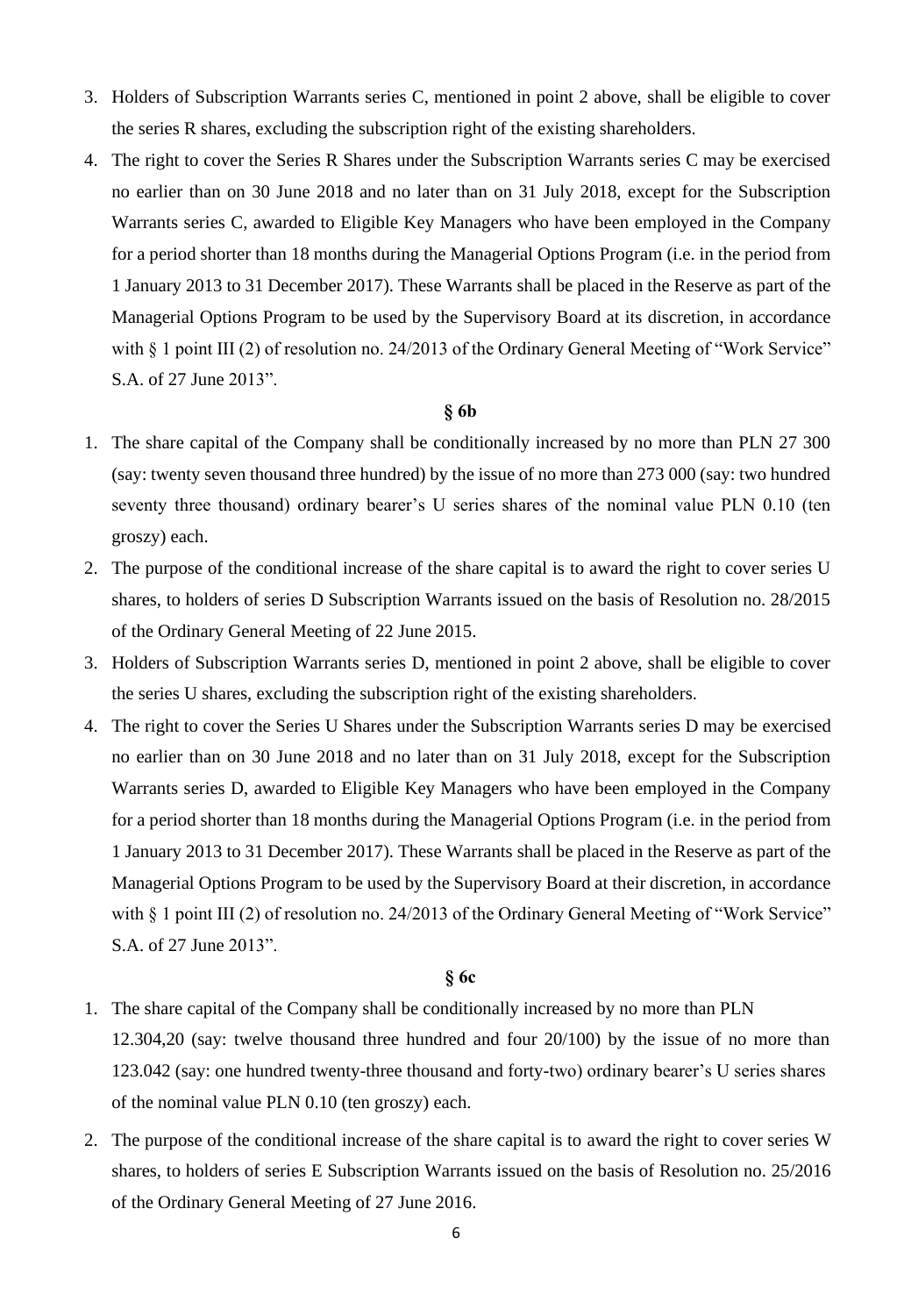3. Holders of Subscription Warrants series C, mentioned in point 2 above, shall be eligible to cover the series R shares, excluding the subscription right of the existing shareholders.
4. The right to cover the Series R Shares under the Subscription Warrants series C may be exercised no earlier than on 30 June 2018 and no later than on 31 July 2018, except for the Subscription Warrants series C, awarded to Eligible Key Managers who have been employed in the Company for a period shorter than 18 months during the Managerial Options Program (i.e. in the period from 1 January 2013 to 31 December 2017). These Warrants shall be placed in the Reserve as part of the Managerial Options Program to be used by the Supervisory Board at its discretion, in accordance with § 1 point III (2) of resolution no. 24/2013 of the Ordinary General Meeting of "Work Service" S.A. of 27 June 2013".

**§ 6b**

1. The share capital of the Company shall be conditionally increased by no more than PLN 27 300 (say: twenty seven thousand three hundred) by the issue of no more than 273 000 (say: two hundred seventy three thousand) ordinary bearer's U series shares of the nominal value PLN 0.10 (ten groszy) each.
2. The purpose of the conditional increase of the share capital is to award the right to cover series U shares, to holders of series D Subscription Warrants issued on the basis of Resolution no. 28/2015 of the Ordinary General Meeting of 22 June 2015.
3. Holders of Subscription Warrants series D, mentioned in point 2 above, shall be eligible to cover the series U shares, excluding the subscription right of the existing shareholders.
4. The right to cover the Series U Shares under the Subscription Warrants series D may be exercised no earlier than on 30 June 2018 and no later than on 31 July 2018, except for the Subscription Warrants series D, awarded to Eligible Key Managers who have been employed in the Company for a period shorter than 18 months during the Managerial Options Program (i.e. in the period from 1 January 2013 to 31 December 2017). These Warrants shall be placed in the Reserve as part of the Managerial Options Program to be used by the Supervisory Board at their discretion, in accordance with § 1 point III (2) of resolution no. 24/2013 of the Ordinary General Meeting of "Work Service" S.A. of 27 June 2013".

**§ 6c**

1. The share capital of the Company shall be conditionally increased by no more than PLN 12.304,20 (say: twelve thousand three hundred and four 20/100) by the issue of no more than 123.042 (say: one hundred twenty-three thousand and forty-two) ordinary bearer's U series shares of the nominal value PLN 0.10 (ten groszy) each.
2. The purpose of the conditional increase of the share capital is to award the right to cover series W shares, to holders of series E Subscription Warrants issued on the basis of Resolution no. 25/2016 of the Ordinary General Meeting of 27 June 2016.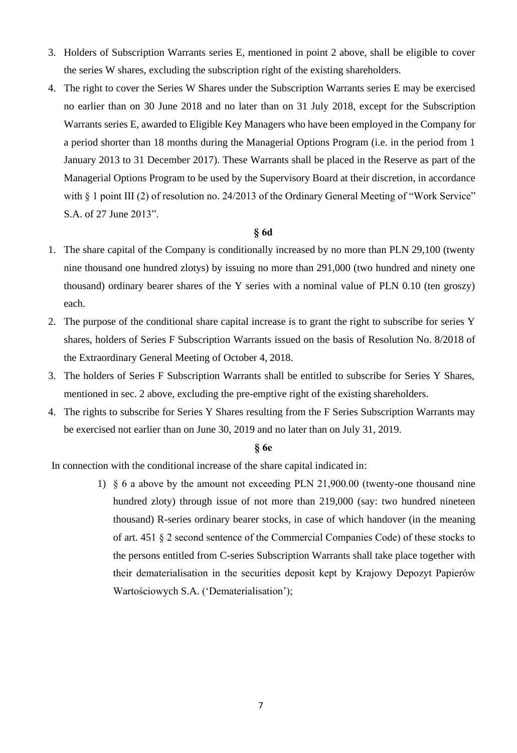3. Holders of Subscription Warrants series E, mentioned in point 2 above, shall be eligible to cover the series W shares, excluding the subscription right of the existing shareholders.
4. The right to cover the Series W Shares under the Subscription Warrants series E may be exercised no earlier than on 30 June 2018 and no later than on 31 July 2018, except for the Subscription Warrants series E, awarded to Eligible Key Managers who have been employed in the Company for a period shorter than 18 months during the Managerial Options Program (i.e. in the period from 1 January 2013 to 31 December 2017). These Warrants shall be placed in the Reserve as part of the Managerial Options Program to be used by the Supervisory Board at their discretion, in accordance with § 1 point III (2) of resolution no. 24/2013 of the Ordinary General Meeting of "Work Service" S.A. of 27 June 2013".

**§ 6d**

1. The share capital of the Company is conditionally increased by no more than PLN 29,100 (twenty nine thousand one hundred zlotys) by issuing no more than 291,000 (two hundred and ninety one thousand) ordinary bearer shares of the Y series with a nominal value of PLN 0.10 (ten groszy) each.
2. The purpose of the conditional share capital increase is to grant the right to subscribe for series Y shares, holders of Series F Subscription Warrants issued on the basis of Resolution No. 8/2018 of the Extraordinary General Meeting of October 4, 2018.
3. The holders of Series F Subscription Warrants shall be entitled to subscribe for Series Y Shares, mentioned in sec. 2 above, excluding the pre-emptive right of the existing shareholders.
4. The rights to subscribe for Series Y Shares resulting from the F Series Subscription Warrants may be exercised not earlier than on June 30, 2019 and no later than on July 31, 2019.

**§ 6e**

In connection with the conditional increase of the share capital indicated in:

1) § 6 a above by the amount not exceeding PLN 21,900.00 (twenty-one thousand nine hundred zloty) through issue of not more than 219,000 (say: two hundred nineteen thousand) R-series ordinary bearer stocks, in case of which handover (in the meaning of art. 451 § 2 second sentence of the Commercial Companies Code) of these stocks to the persons entitled from C-series Subscription Warrants shall take place together with their dematerialisation in the securities deposit kept by Krajowy Depozyt Papierów Wartościowych S.A. ('Dematerialisation');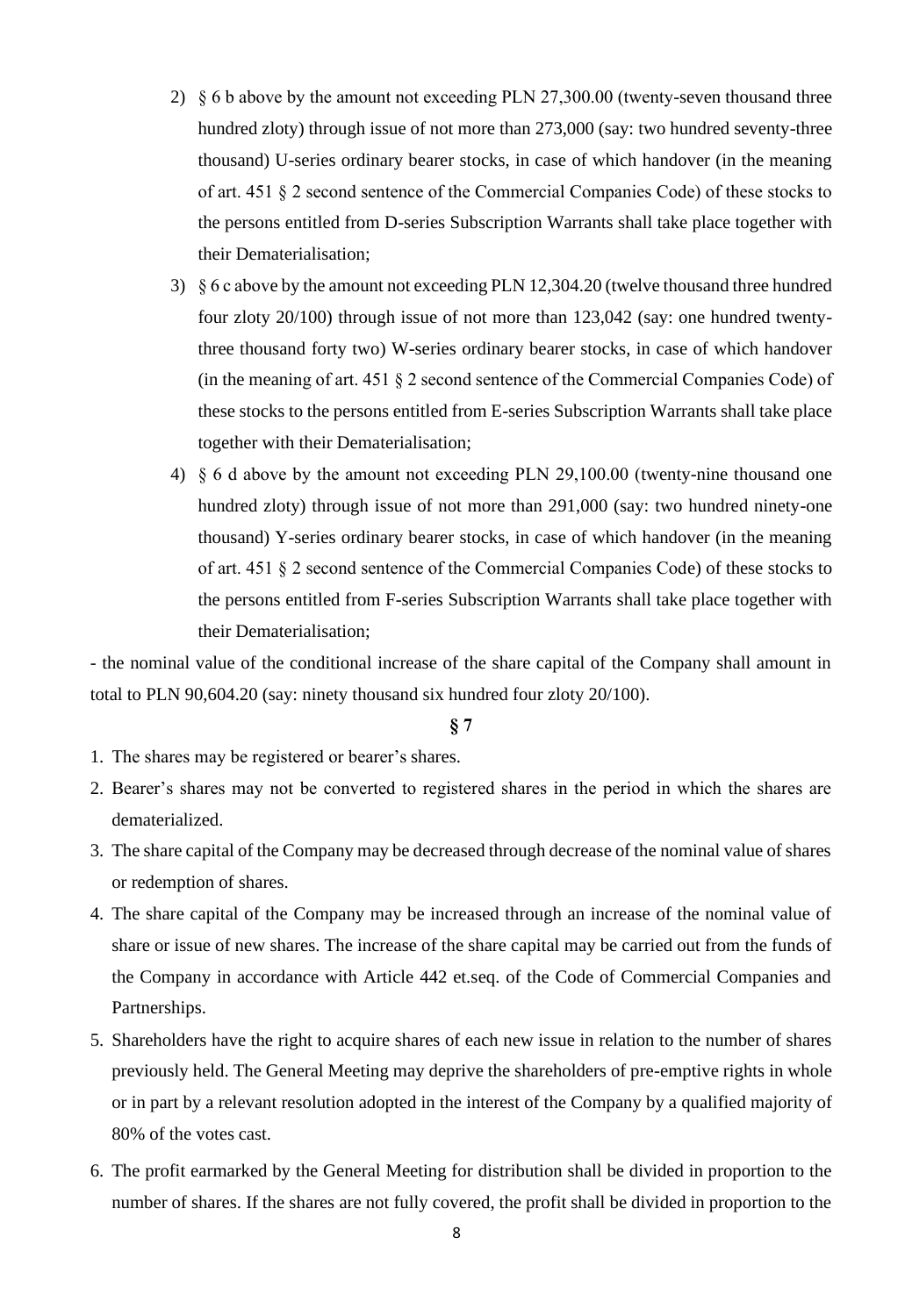2) § 6 b above by the amount not exceeding PLN 27,300.00 (twenty-seven thousand three hundred zloty) through issue of not more than 273,000 (say: two hundred seventy-three thousand) U-series ordinary bearer stocks, in case of which handover (in the meaning of art. 451 § 2 second sentence of the Commercial Companies Code) of these stocks to the persons entitled from D-series Subscription Warrants shall take place together with their Dematerialisation;
3) § 6 c above by the amount not exceeding PLN 12,304.20 (twelve thousand three hundred four zloty 20/100) through issue of not more than 123,042 (say: one hundred twenty-three thousand forty two) W-series ordinary bearer stocks, in case of which handover (in the meaning of art. 451 § 2 second sentence of the Commercial Companies Code) of these stocks to the persons entitled from E-series Subscription Warrants shall take place together with their Dematerialisation;
4) § 6 d above by the amount not exceeding PLN 29,100.00 (twenty-nine thousand one hundred zloty) through issue of not more than 291,000 (say: two hundred ninety-one thousand) Y-series ordinary bearer stocks, in case of which handover (in the meaning of art. 451 § 2 second sentence of the Commercial Companies Code) of these stocks to the persons entitled from F-series Subscription Warrants shall take place together with their Dematerialisation;

- the nominal value of the conditional increase of the share capital of the Company shall amount in total to PLN 90,604.20 (say: ninety thousand six hundred four zloty 20/100).

**§ 7**

1. The shares may be registered or bearer's shares.
2. Bearer's shares may not be converted to registered shares in the period in which the shares are dematerialized.
3. The share capital of the Company may be decreased through decrease of the nominal value of shares or redemption of shares.
4. The share capital of the Company may be increased through an increase of the nominal value of share or issue of new shares. The increase of the share capital may be carried out from the funds of the Company in accordance with Article 442 et.seq. of the Code of Commercial Companies and Partnerships.
5. Shareholders have the right to acquire shares of each new issue in relation to the number of shares previously held. The General Meeting may deprive the shareholders of pre-emptive rights in whole or in part by a relevant resolution adopted in the interest of the Company by a qualified majority of 80% of the votes cast.
6. The profit earmarked by the General Meeting for distribution shall be divided in proportion to the number of shares. If the shares are not fully covered, the profit shall be divided in proportion to the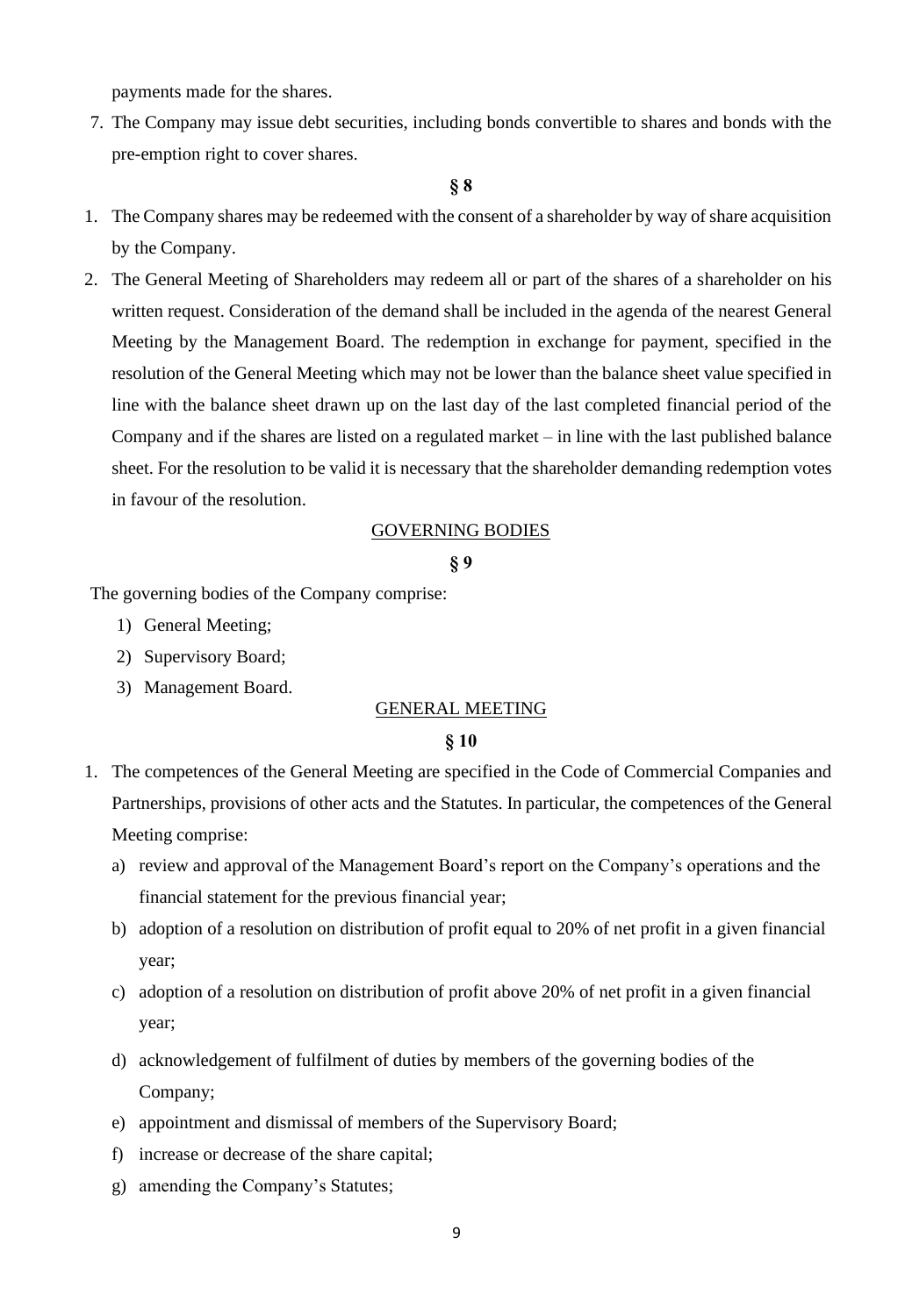payments made for the shares.

7. The Company may issue debt securities, including bonds convertible to shares and bonds with the pre-emption right to cover shares.

**§ 8**

1. The Company shares may be redeemed with the consent of a shareholder by way of share acquisition by the Company.
2. The General Meeting of Shareholders may redeem all or part of the shares of a shareholder on his written request. Consideration of the demand shall be included in the agenda of the nearest General Meeting by the Management Board. The redemption in exchange for payment, specified in the resolution of the General Meeting which may not be lower than the balance sheet value specified in line with the balance sheet drawn up on the last day of the last completed financial period of the Company and if the shares are listed on a regulated market – in line with the last published balance sheet. For the resolution to be valid it is necessary that the shareholder demanding redemption votes in favour of the resolution.

GOVERNING BODIES

**§ 9**

The governing bodies of the Company comprise:

1) General Meeting;
2) Supervisory Board;
3) Management Board.

GENERAL MEETING

**§ 10**

1. The competences of the General Meeting are specified in the Code of Commercial Companies and Partnerships, provisions of other acts and the Statutes. In particular, the competences of the General Meeting comprise:
   a) review and approval of the Management Board's report on the Company's operations and the financial statement for the previous financial year;
   b) adoption of a resolution on distribution of profit equal to 20% of net profit in a given financial year;
   c) adoption of a resolution on distribution of profit above 20% of net profit in a given financial year;
   d) acknowledgement of fulfilment of duties by members of the governing bodies of the Company;
   e) appointment and dismissal of members of the Supervisory Board;
   f) increase or decrease of the share capital;
   g) amending the Company's Statutes;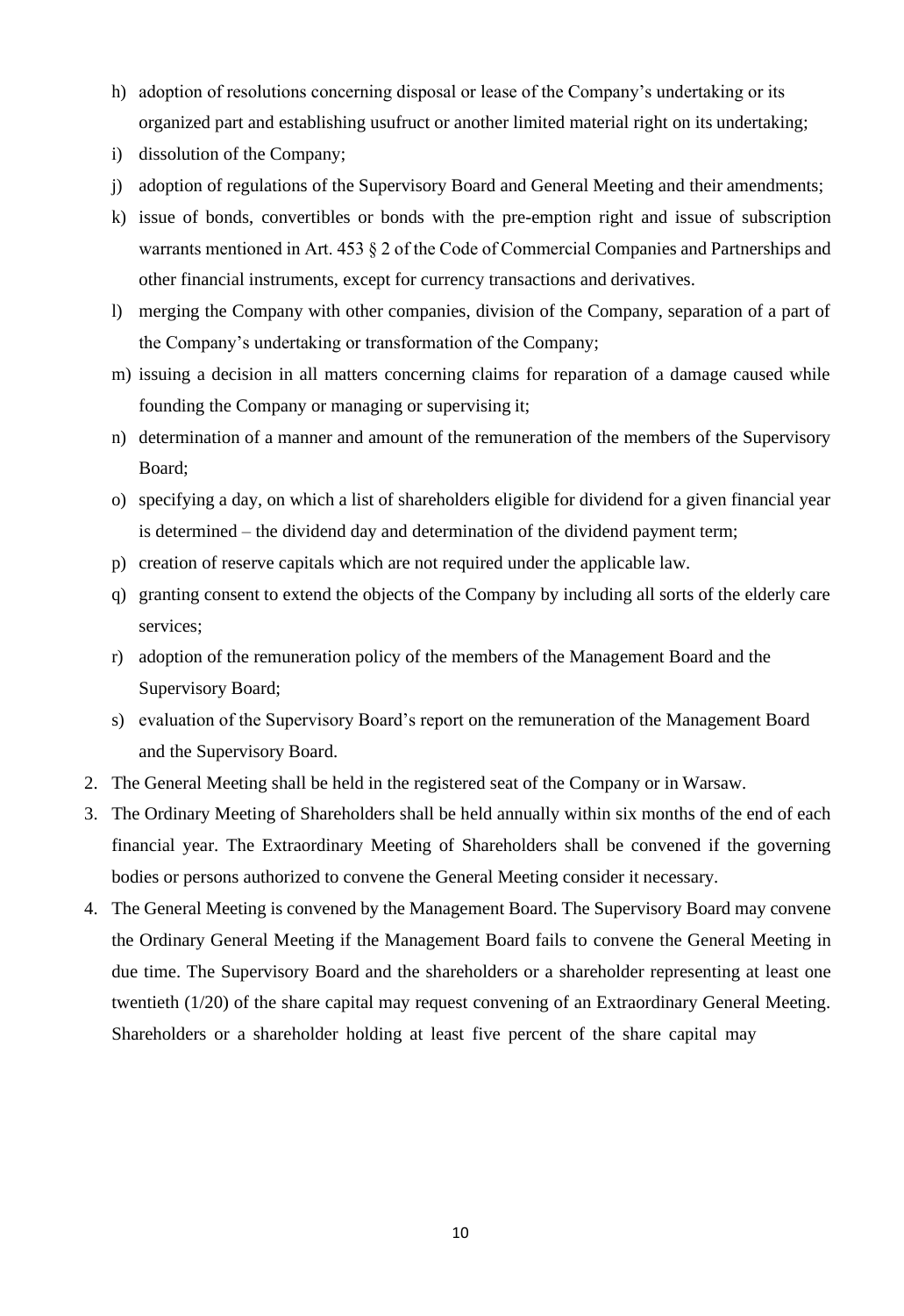h) adoption of resolutions concerning disposal or lease of the Company's undertaking or its organized part and establishing usufruct or another limited material right on its undertaking;
i) dissolution of the Company;
j) adoption of regulations of the Supervisory Board and General Meeting and their amendments;
k) issue of bonds, convertibles or bonds with the pre-emption right and issue of subscription warrants mentioned in Art. 453 § 2 of the Code of Commercial Companies and Partnerships and other financial instruments, except for currency transactions and derivatives.
l) merging the Company with other companies, division of the Company, separation of a part of the Company's undertaking or transformation of the Company;
m) issuing a decision in all matters concerning claims for reparation of a damage caused while founding the Company or managing or supervising it;
n) determination of a manner and amount of the remuneration of the members of the Supervisory Board;
o) specifying a day, on which a list of shareholders eligible for dividend for a given financial year is determined – the dividend day and determination of the dividend payment term;
p) creation of reserve capitals which are not required under the applicable law.
q) granting consent to extend the objects of the Company by including all sorts of the elderly care services;
r) adoption of the remuneration policy of the members of the Management Board and the Supervisory Board;
s) evaluation of the Supervisory Board's report on the remuneration of the Management Board and the Supervisory Board.

2. The General Meeting shall be held in the registered seat of the Company or in Warsaw.
3. The Ordinary Meeting of Shareholders shall be held annually within six months of the end of each financial year. The Extraordinary Meeting of Shareholders shall be convened if the governing bodies or persons authorized to convene the General Meeting consider it necessary.
4. The General Meeting is convened by the Management Board. The Supervisory Board may convene the Ordinary General Meeting if the Management Board fails to convene the General Meeting in due time. The Supervisory Board and the shareholders or a shareholder representing at least one twentieth (1/20) of the share capital may request convening of an Extraordinary General Meeting. Shareholders or a shareholder holding at least five percent of the share capital may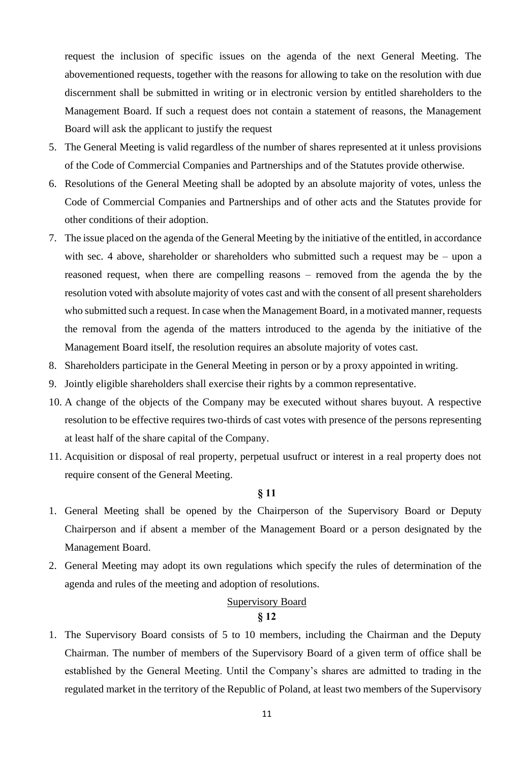request the inclusion of specific issues on the agenda of the next General Meeting. The abovementioned requests, together with the reasons for allowing to take on the resolution with due discernment shall be submitted in writing or in electronic version by entitled shareholders to the Management Board. If such a request does not contain a statement of reasons, the Management Board will ask the applicant to justify the request

5. The General Meeting is valid regardless of the number of shares represented at it unless provisions of the Code of Commercial Companies and Partnerships and of the Statutes provide otherwise.
6. Resolutions of the General Meeting shall be adopted by an absolute majority of votes, unless the Code of Commercial Companies and Partnerships and of other acts and the Statutes provide for other conditions of their adoption.
7. The issue placed on the agenda of the General Meeting by the initiative of the entitled, in accordance with sec. 4 above, shareholder or shareholders who submitted such a request may be – upon a reasoned request, when there are compelling reasons – removed from the agenda the by the resolution voted with absolute majority of votes cast and with the consent of all present shareholders who submitted such a request. In case when the Management Board, in a motivated manner, requests the removal from the agenda of the matters introduced to the agenda by the initiative of the Management Board itself, the resolution requires an absolute majority of votes cast.
8. Shareholders participate in the General Meeting in person or by a proxy appointed in writing.
9. Jointly eligible shareholders shall exercise their rights by a common representative.
10. A change of the objects of the Company may be executed without shares buyout. A respective resolution to be effective requires two-thirds of cast votes with presence of the persons representing at least half of the share capital of the Company.
11. Acquisition or disposal of real property, perpetual usufruct or interest in a real property does not require consent of the General Meeting.

**§ 11**

1. General Meeting shall be opened by the Chairperson of the Supervisory Board or Deputy Chairperson and if absent a member of the Management Board or a person designated by the Management Board.
2. General Meeting may adopt its own regulations which specify the rules of determination of the agenda and rules of the meeting and adoption of resolutions.

Supervisory Board

**§ 12**

1. The Supervisory Board consists of 5 to 10 members, including the Chairman and the Deputy Chairman. The number of members of the Supervisory Board of a given term of office shall be established by the General Meeting. Until the Company's shares are admitted to trading in the regulated market in the territory of the Republic of Poland, at least two members of the Supervisory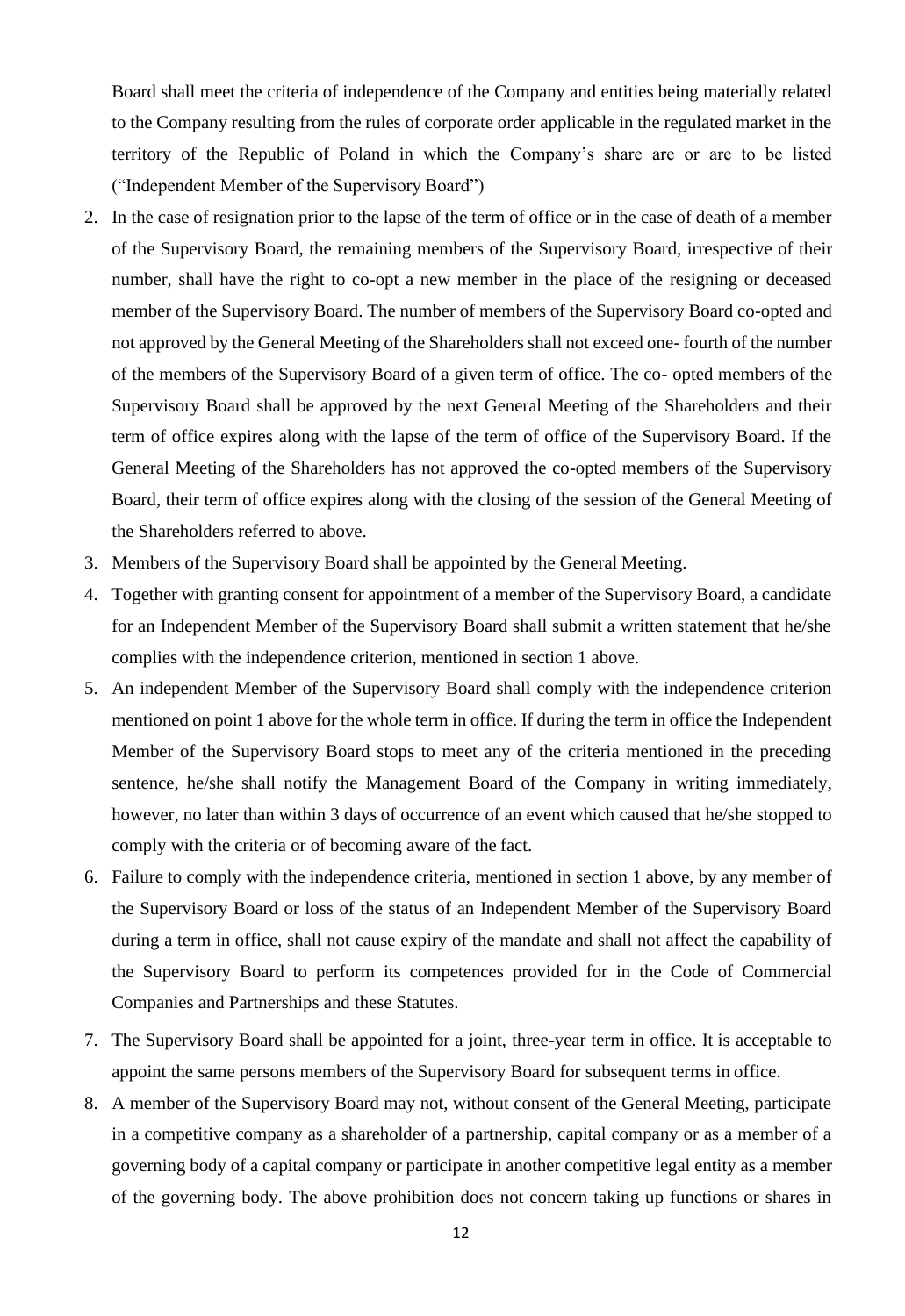Board shall meet the criteria of independence of the Company and entities being materially related to the Company resulting from the rules of corporate order applicable in the regulated market in the territory of the Republic of Poland in which the Company's share are or are to be listed ("Independent Member of the Supervisory Board")

2. In the case of resignation prior to the lapse of the term of office or in the case of death of a member of the Supervisory Board, the remaining members of the Supervisory Board, irrespective of their number, shall have the right to co-opt a new member in the place of the resigning or deceased member of the Supervisory Board. The number of members of the Supervisory Board co-opted and not approved by the General Meeting of the Shareholders shall not exceed one- fourth of the number of the members of the Supervisory Board of a given term of office. The co- opted members of the Supervisory Board shall be approved by the next General Meeting of the Shareholders and their term of office expires along with the lapse of the term of office of the Supervisory Board. If the General Meeting of the Shareholders has not approved the co-opted members of the Supervisory Board, their term of office expires along with the closing of the session of the General Meeting of the Shareholders referred to above.
3. Members of the Supervisory Board shall be appointed by the General Meeting.
4. Together with granting consent for appointment of a member of the Supervisory Board, a candidate for an Independent Member of the Supervisory Board shall submit a written statement that he/she complies with the independence criterion, mentioned in section 1 above.
5. An independent Member of the Supervisory Board shall comply with the independence criterion mentioned on point 1 above for the whole term in office. If during the term in office the Independent Member of the Supervisory Board stops to meet any of the criteria mentioned in the preceding sentence, he/she shall notify the Management Board of the Company in writing immediately, however, no later than within 3 days of occurrence of an event which caused that he/she stopped to comply with the criteria or of becoming aware of the fact.
6. Failure to comply with the independence criteria, mentioned in section 1 above, by any member of the Supervisory Board or loss of the status of an Independent Member of the Supervisory Board during a term in office, shall not cause expiry of the mandate and shall not affect the capability of the Supervisory Board to perform its competences provided for in the Code of Commercial Companies and Partnerships and these Statutes.
7. The Supervisory Board shall be appointed for a joint, three-year term in office. It is acceptable to appoint the same persons members of the Supervisory Board for subsequent terms in office.
8. A member of the Supervisory Board may not, without consent of the General Meeting, participate in a competitive company as a shareholder of a partnership, capital company or as a member of a governing body of a capital company or participate in another competitive legal entity as a member of the governing body. The above prohibition does not concern taking up functions or shares in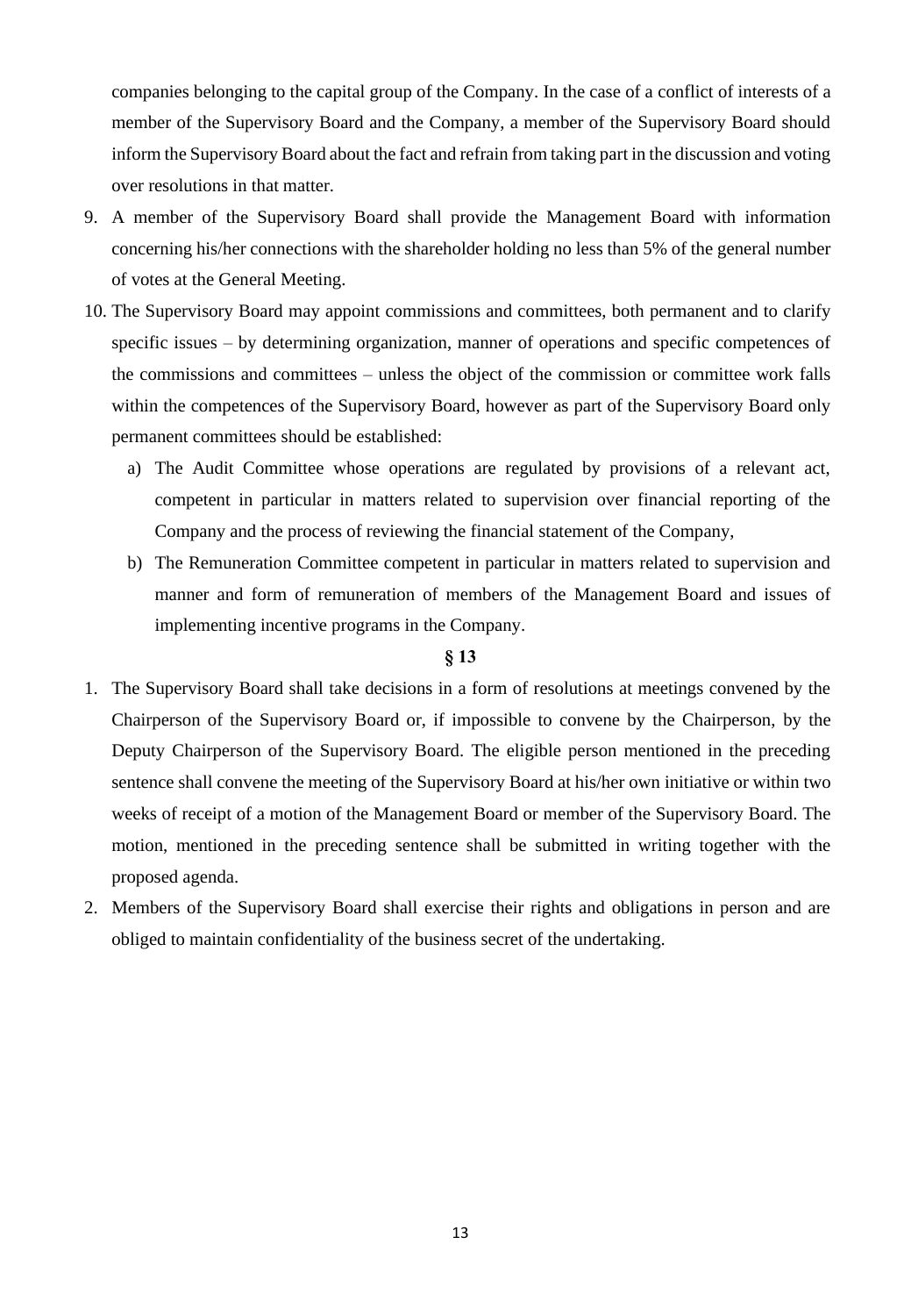companies belonging to the capital group of the Company. In the case of a conflict of interests of a member of the Supervisory Board and the Company, a member of the Supervisory Board should inform the Supervisory Board about the fact and refrain from taking part in the discussion and voting over resolutions in that matter.

9. A member of the Supervisory Board shall provide the Management Board with information concerning his/her connections with the shareholder holding no less than 5% of the general number of votes at the General Meeting.
10. The Supervisory Board may appoint commissions and committees, both permanent and to clarify specific issues – by determining organization, manner of operations and specific competences of the commissions and committees – unless the object of the commission or committee work falls within the competences of the Supervisory Board, however as part of the Supervisory Board only permanent committees should be established:
    a) The Audit Committee whose operations are regulated by provisions of a relevant act, competent in particular in matters related to supervision over financial reporting of the Company and the process of reviewing the financial statement of the Company,
    b) The Remuneration Committee competent in particular in matters related to supervision and manner and form of remuneration of members of the Management Board and issues of implementing incentive programs in the Company.

**§ 13**

1. The Supervisory Board shall take decisions in a form of resolutions at meetings convened by the Chairperson of the Supervisory Board or, if impossible to convene by the Chairperson, by the Deputy Chairperson of the Supervisory Board. The eligible person mentioned in the preceding sentence shall convene the meeting of the Supervisory Board at his/her own initiative or within two weeks of receipt of a motion of the Management Board or member of the Supervisory Board. The motion, mentioned in the preceding sentence shall be submitted in writing together with the proposed agenda.
2. Members of the Supervisory Board shall exercise their rights and obligations in person and are obliged to maintain confidentiality of the business secret of the undertaking.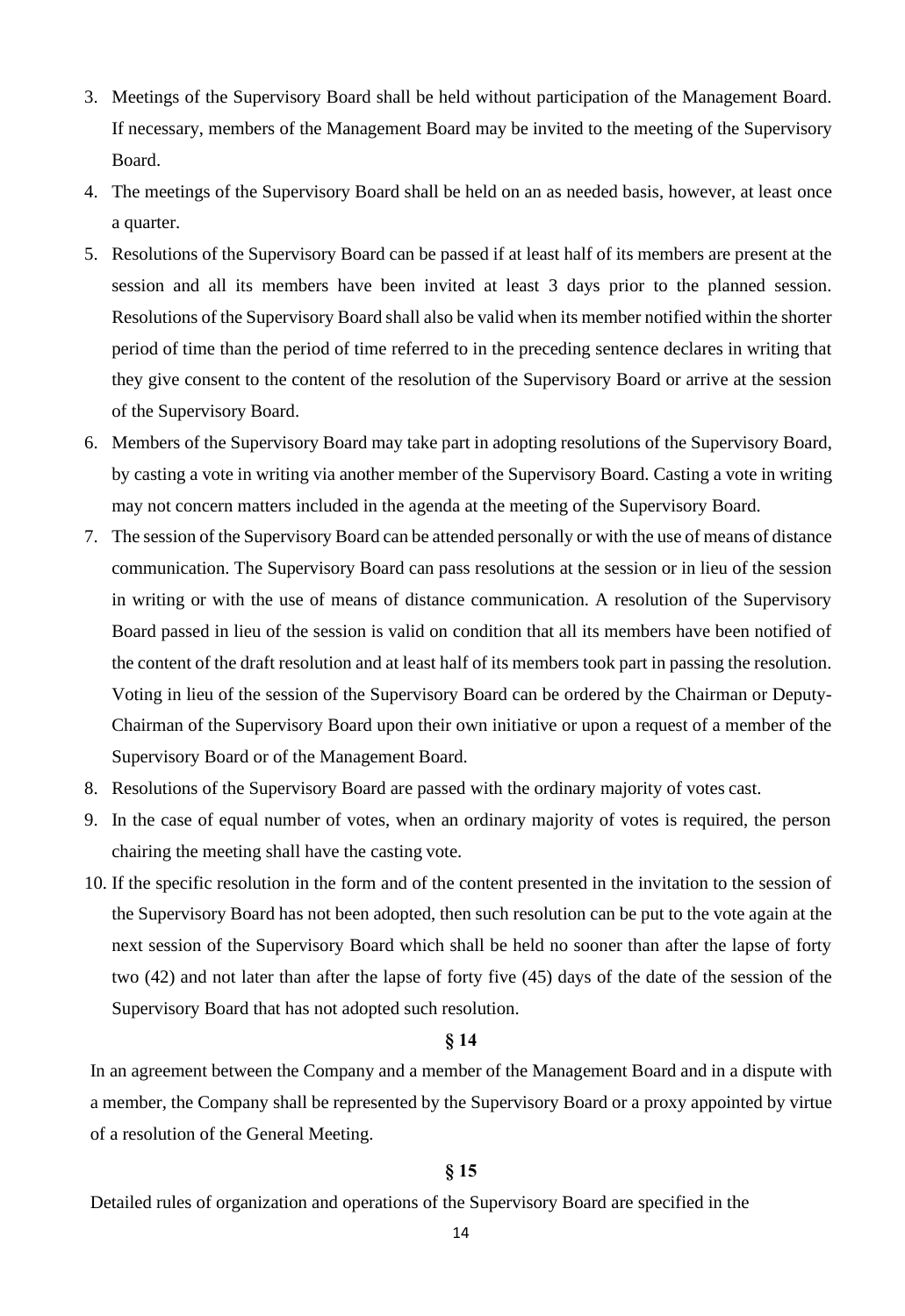3. Meetings of the Supervisory Board shall be held without participation of the Management Board. If necessary, members of the Management Board may be invited to the meeting of the Supervisory Board.
4. The meetings of the Supervisory Board shall be held on an as needed basis, however, at least once a quarter.
5. Resolutions of the Supervisory Board can be passed if at least half of its members are present at the session and all its members have been invited at least 3 days prior to the planned session. Resolutions of the Supervisory Board shall also be valid when its member notified within the shorter period of time than the period of time referred to in the preceding sentence declares in writing that they give consent to the content of the resolution of the Supervisory Board or arrive at the session of the Supervisory Board.
6. Members of the Supervisory Board may take part in adopting resolutions of the Supervisory Board, by casting a vote in writing via another member of the Supervisory Board. Casting a vote in writing may not concern matters included in the agenda at the meeting of the Supervisory Board.
7. The session of the Supervisory Board can be attended personally or with the use of means of distance communication. The Supervisory Board can pass resolutions at the session or in lieu of the session in writing or with the use of means of distance communication. A resolution of the Supervisory Board passed in lieu of the session is valid on condition that all its members have been notified of the content of the draft resolution and at least half of its members took part in passing the resolution. Voting in lieu of the session of the Supervisory Board can be ordered by the Chairman or Deputy-Chairman of the Supervisory Board upon their own initiative or upon a request of a member of the Supervisory Board or of the Management Board.
8. Resolutions of the Supervisory Board are passed with the ordinary majority of votes cast.
9. In the case of equal number of votes, when an ordinary majority of votes is required, the person chairing the meeting shall have the casting vote.
10. If the specific resolution in the form and of the content presented in the invitation to the session of the Supervisory Board has not been adopted, then such resolution can be put to the vote again at the next session of the Supervisory Board which shall be held no sooner than after the lapse of forty two (42) and not later than after the lapse of forty five (45) days of the date of the session of the Supervisory Board that has not adopted such resolution.

**§ 14**

In an agreement between the Company and a member of the Management Board and in a dispute with a member, the Company shall be represented by the Supervisory Board or a proxy appointed by virtue of a resolution of the General Meeting.

**§ 15**

Detailed rules of organization and operations of the Supervisory Board are specified in the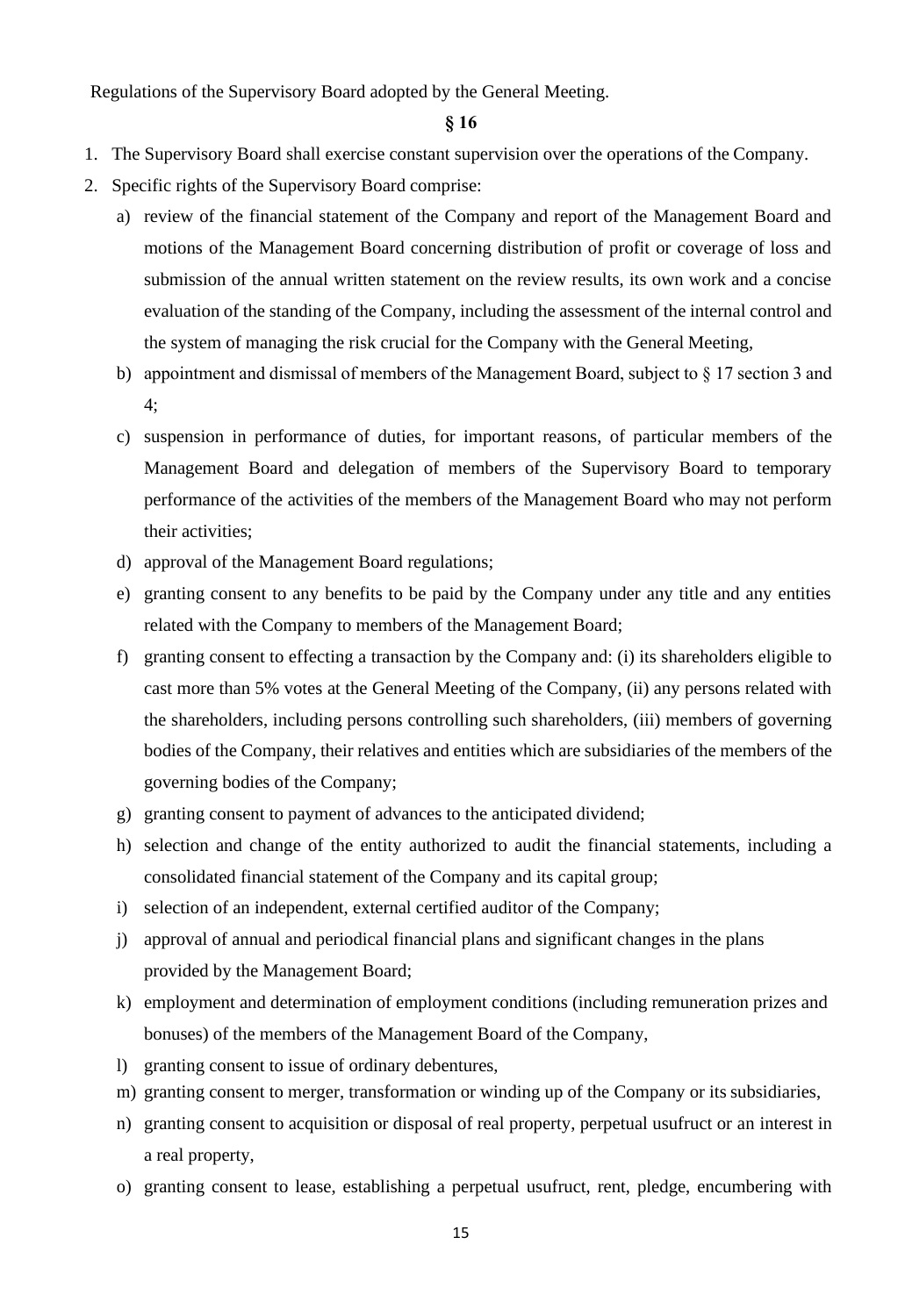Regulations of the Supervisory Board adopted by the General Meeting.

## § 16

1. The Supervisory Board shall exercise constant supervision over the operations of the Company.
2. Specific rights of the Supervisory Board comprise:
   a) review of the financial statement of the Company and report of the Management Board and motions of the Management Board concerning distribution of profit or coverage of loss and submission of the annual written statement on the review results, its own work and a concise evaluation of the standing of the Company, including the assessment of the internal control and the system of managing the risk crucial for the Company with the General Meeting,
   b) appointment and dismissal of members of the Management Board, subject to § 17 section 3 and 4;
   c) suspension in performance of duties, for important reasons, of particular members of the Management Board and delegation of members of the Supervisory Board to temporary performance of the activities of the members of the Management Board who may not perform their activities;
   d) approval of the Management Board regulations;
   e) granting consent to any benefits to be paid by the Company under any title and any entities related with the Company to members of the Management Board;
   f) granting consent to effecting a transaction by the Company and: (i) its shareholders eligible to cast more than 5% votes at the General Meeting of the Company, (ii) any persons related with the shareholders, including persons controlling such shareholders, (iii) members of governing bodies of the Company, their relatives and entities which are subsidiaries of the members of the governing bodies of the Company;
   g) granting consent to payment of advances to the anticipated dividend;
   h) selection and change of the entity authorized to audit the financial statements, including a consolidated financial statement of the Company and its capital group;
   i) selection of an independent, external certified auditor of the Company;
   j) approval of annual and periodical financial plans and significant changes in the plans provided by the Management Board;
   k) employment and determination of employment conditions (including remuneration prizes and bonuses) of the members of the Management Board of the Company,
   l) granting consent to issue of ordinary debentures,
   m) granting consent to merger, transformation or winding up of the Company or its subsidiaries,
   n) granting consent to acquisition or disposal of real property, perpetual usufruct or an interest in a real property,
   o) granting consent to lease, establishing a perpetual usufruct, rent, pledge, encumbering with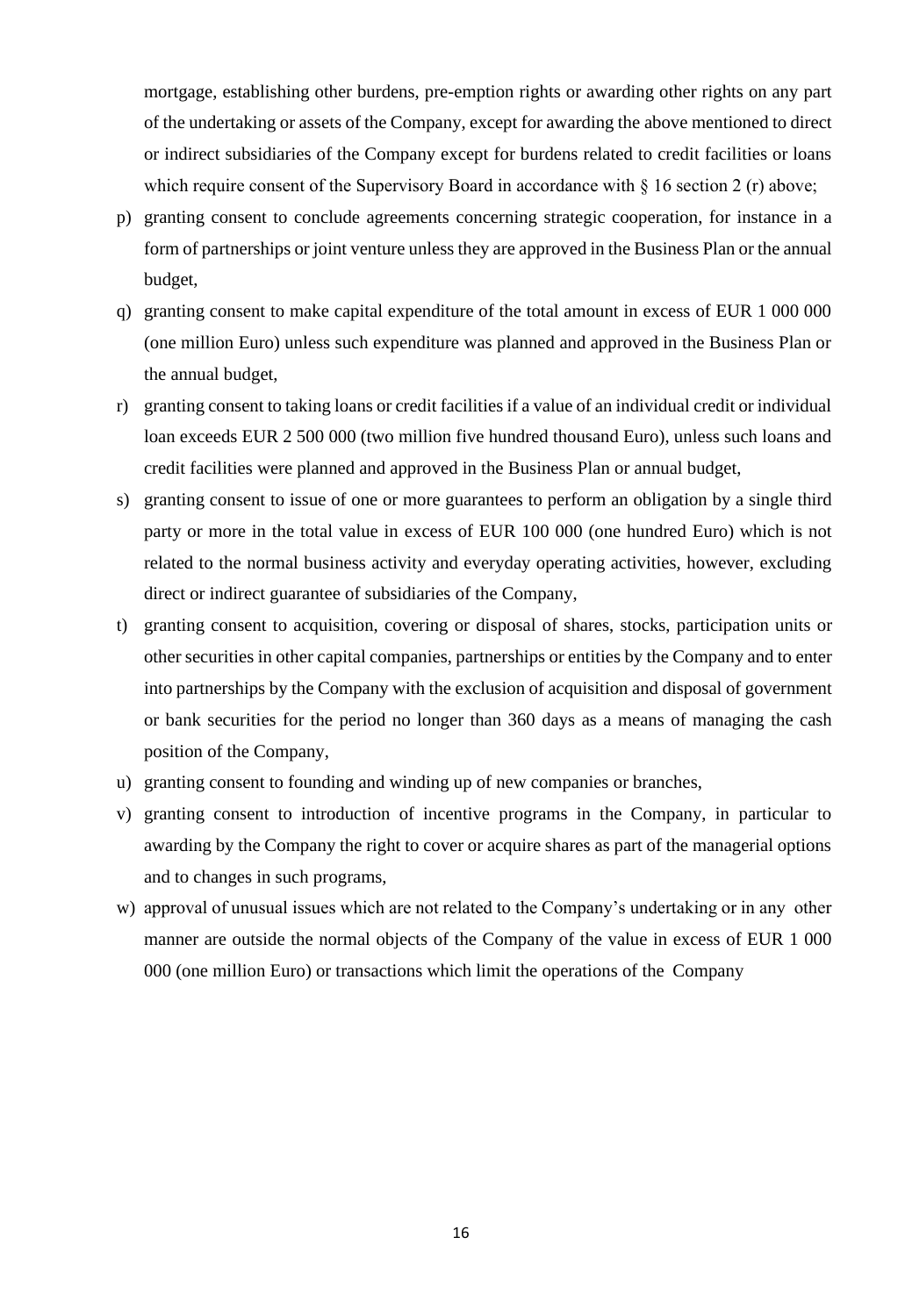mortgage, establishing other burdens, pre-emption rights or awarding other rights on any part of the undertaking or assets of the Company, except for awarding the above mentioned to direct or indirect subsidiaries of the Company except for burdens related to credit facilities or loans which require consent of the Supervisory Board in accordance with § 16 section 2 (r) above;

p) granting consent to conclude agreements concerning strategic cooperation, for instance in a form of partnerships or joint venture unless they are approved in the Business Plan or the annual budget,

q) granting consent to make capital expenditure of the total amount in excess of EUR 1 000 000 (one million Euro) unless such expenditure was planned and approved in the Business Plan or the annual budget,

r) granting consent to taking loans or credit facilities if a value of an individual credit or individual loan exceeds EUR 2 500 000 (two million five hundred thousand Euro), unless such loans and credit facilities were planned and approved in the Business Plan or annual budget,

s) granting consent to issue of one or more guarantees to perform an obligation by a single third party or more in the total value in excess of EUR 100 000 (one hundred Euro) which is not related to the normal business activity and everyday operating activities, however, excluding direct or indirect guarantee of subsidiaries of the Company,

t) granting consent to acquisition, covering or disposal of shares, stocks, participation units or other securities in other capital companies, partnerships or entities by the Company and to enter into partnerships by the Company with the exclusion of acquisition and disposal of government or bank securities for the period no longer than 360 days as a means of managing the cash position of the Company,

u) granting consent to founding and winding up of new companies or branches,

v) granting consent to introduction of incentive programs in the Company, in particular to awarding by the Company the right to cover or acquire shares as part of the managerial options and to changes in such programs,

w) approval of unusual issues which are not related to the Company's undertaking or in any other manner are outside the normal objects of the Company of the value in excess of EUR 1 000 000 (one million Euro) or transactions which limit the operations of the Company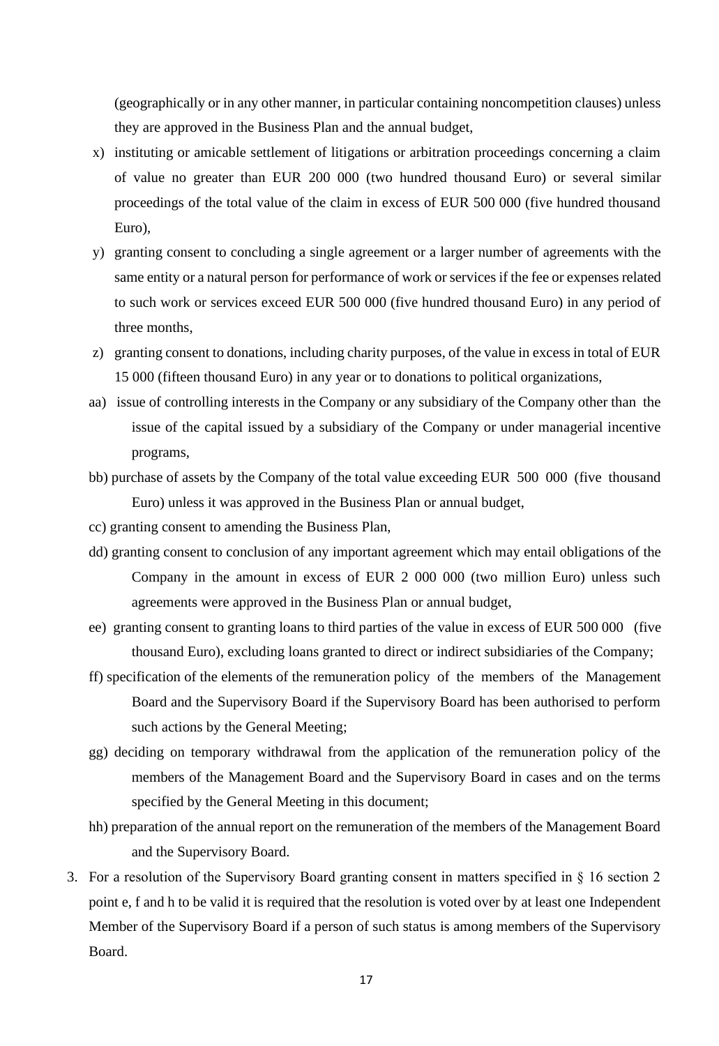(geographically or in any other manner, in particular containing noncompetition clauses) unless they are approved in the Business Plan and the annual budget,

x) instituting or amicable settlement of litigations or arbitration proceedings concerning a claim of value no greater than EUR 200 000 (two hundred thousand Euro) or several similar proceedings of the total value of the claim in excess of EUR 500 000 (five hundred thousand Euro),

y) granting consent to concluding a single agreement or a larger number of agreements with the same entity or a natural person for performance of work or services if the fee or expenses related to such work or services exceed EUR 500 000 (five hundred thousand Euro) in any period of three months,

z) granting consent to donations, including charity purposes, of the value in excess in total of EUR 15 000 (fifteen thousand Euro) in any year or to donations to political organizations,

aa) issue of controlling interests in the Company or any subsidiary of the Company other than the issue of the capital issued by a subsidiary of the Company or under managerial incentive programs,

bb) purchase of assets by the Company of the total value exceeding EUR 500 000 (five thousand Euro) unless it was approved in the Business Plan or annual budget,

cc) granting consent to amending the Business Plan,

dd) granting consent to conclusion of any important agreement which may entail obligations of the Company in the amount in excess of EUR 2 000 000 (two million Euro) unless such agreements were approved in the Business Plan or annual budget,

ee) granting consent to granting loans to third parties of the value in excess of EUR 500 000 (five thousand Euro), excluding loans granted to direct or indirect subsidiaries of the Company;

ff) specification of the elements of the remuneration policy of the members of the Management Board and the Supervisory Board if the Supervisory Board has been authorised to perform such actions by the General Meeting;

gg) deciding on temporary withdrawal from the application of the remuneration policy of the members of the Management Board and the Supervisory Board in cases and on the terms specified by the General Meeting in this document;

hh) preparation of the annual report on the remuneration of the members of the Management Board and the Supervisory Board.

3. For a resolution of the Supervisory Board granting consent in matters specified in § 16 section 2 point e, f and h to be valid it is required that the resolution is voted over by at least one Independent Member of the Supervisory Board if a person of such status is among members of the Supervisory Board.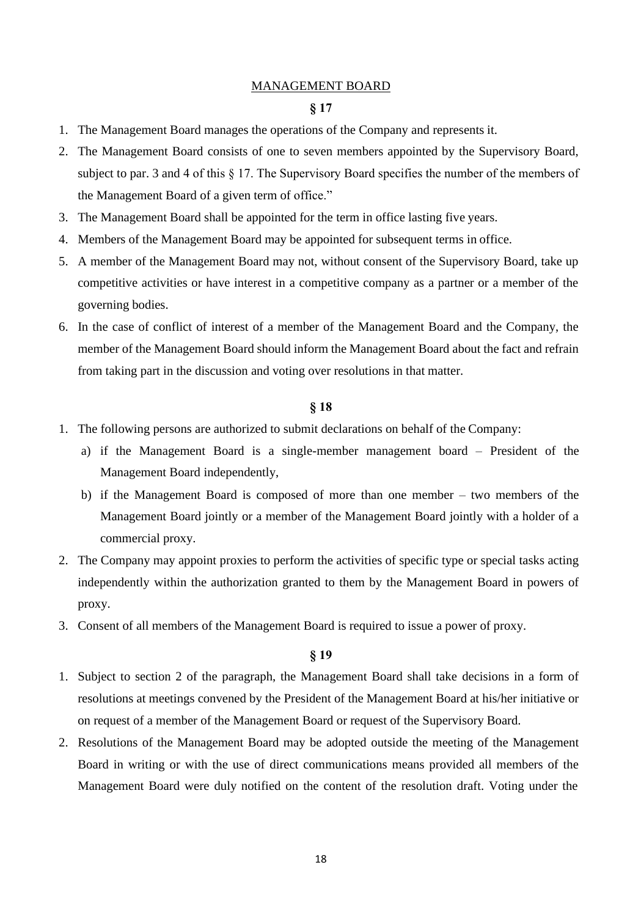## MANAGEMENT BOARD

### § 17

1. The Management Board manages the operations of the Company and represents it.
2. The Management Board consists of one to seven members appointed by the Supervisory Board, subject to par. 3 and 4 of this § 17. The Supervisory Board specifies the number of the members of the Management Board of a given term of office."
3. The Management Board shall be appointed for the term in office lasting five years.
4. Members of the Management Board may be appointed for subsequent terms in office.
5. A member of the Management Board may not, without consent of the Supervisory Board, take up competitive activities or have interest in a competitive company as a partner or a member of the governing bodies.
6. In the case of conflict of interest of a member of the Management Board and the Company, the member of the Management Board should inform the Management Board about the fact and refrain from taking part in the discussion and voting over resolutions in that matter.

### § 18

1. The following persons are authorized to submit declarations on behalf of the Company:
   a) if the Management Board is a single-member management board – President of the Management Board independently,
   b) if the Management Board is composed of more than one member – two members of the Management Board jointly or a member of the Management Board jointly with a holder of a commercial proxy.
2. The Company may appoint proxies to perform the activities of specific type or special tasks acting independently within the authorization granted to them by the Management Board in powers of proxy.
3. Consent of all members of the Management Board is required to issue a power of proxy.

### § 19

1. Subject to section 2 of the paragraph, the Management Board shall take decisions in a form of resolutions at meetings convened by the President of the Management Board at his/her initiative or on request of a member of the Management Board or request of the Supervisory Board.
2. Resolutions of the Management Board may be adopted outside the meeting of the Management Board in writing or with the use of direct communications means provided all members of the Management Board were duly notified on the content of the resolution draft. Voting under the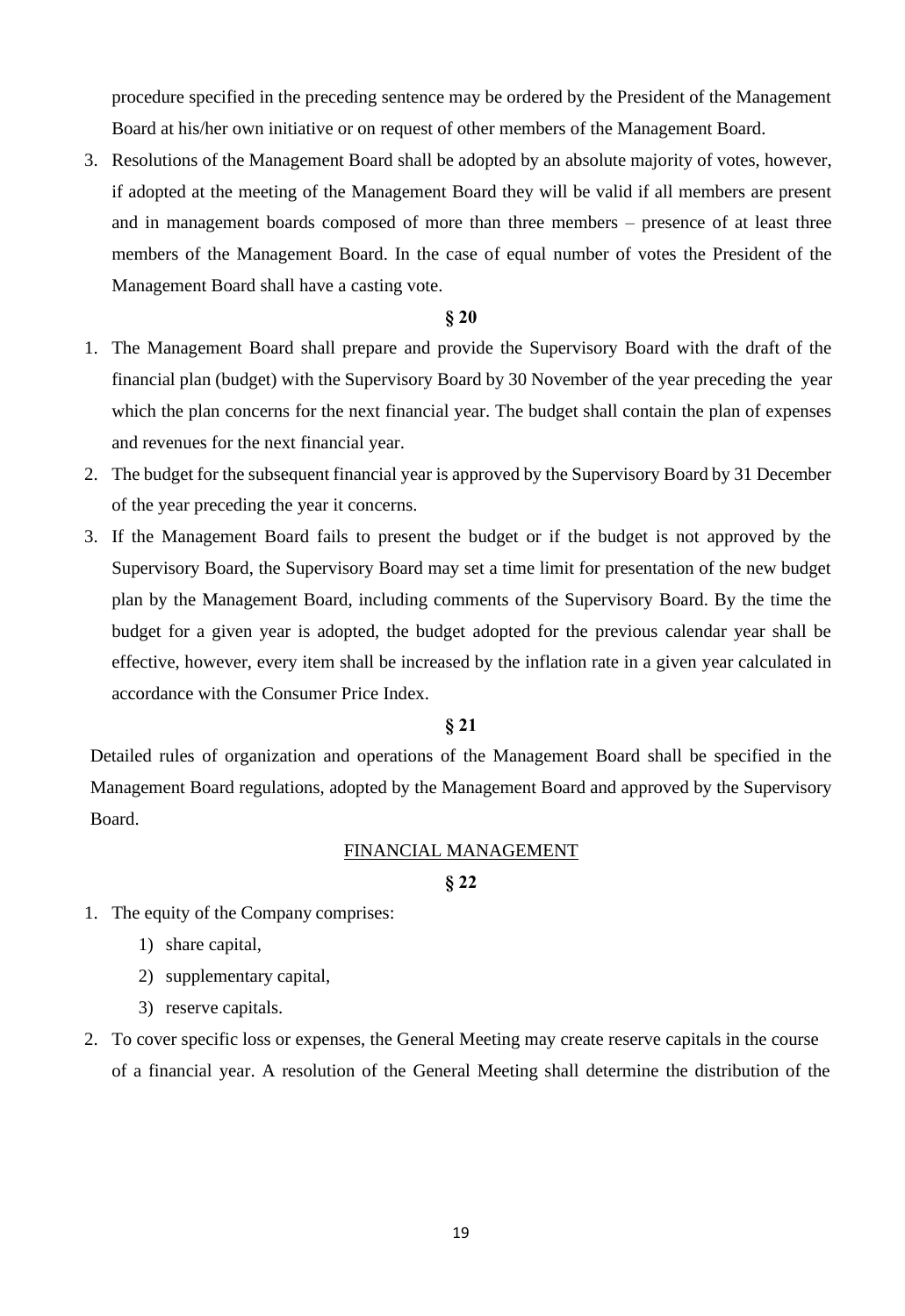procedure specified in the preceding sentence may be ordered by the President of the Management Board at his/her own initiative or on request of other members of the Management Board.

3. Resolutions of the Management Board shall be adopted by an absolute majority of votes, however, if adopted at the meeting of the Management Board they will be valid if all members are present and in management boards composed of more than three members – presence of at least three members of the Management Board. In the case of equal number of votes the President of the Management Board shall have a casting vote.

**§ 20**

1. The Management Board shall prepare and provide the Supervisory Board with the draft of the financial plan (budget) with the Supervisory Board by 30 November of the year preceding the year which the plan concerns for the next financial year. The budget shall contain the plan of expenses and revenues for the next financial year.
2. The budget for the subsequent financial year is approved by the Supervisory Board by 31 December of the year preceding the year it concerns.
3. If the Management Board fails to present the budget or if the budget is not approved by the Supervisory Board, the Supervisory Board may set a time limit for presentation of the new budget plan by the Management Board, including comments of the Supervisory Board. By the time the budget for a given year is adopted, the budget adopted for the previous calendar year shall be effective, however, every item shall be increased by the inflation rate in a given year calculated in accordance with the Consumer Price Index.

**§ 21**

Detailed rules of organization and operations of the Management Board shall be specified in the Management Board regulations, adopted by the Management Board and approved by the Supervisory Board.

## FINANCIAL MANAGEMENT

**§ 22**

1. The equity of the Company comprises:
   1) share capital,
   2) supplementary capital,
   3) reserve capitals.
2. To cover specific loss or expenses, the General Meeting may create reserve capitals in the course of a financial year. A resolution of the General Meeting shall determine the distribution of the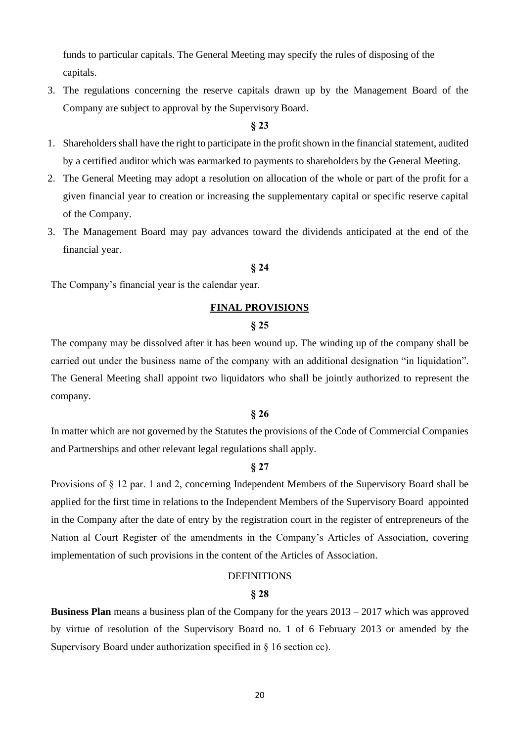funds to particular capitals. The General Meeting may specify the rules of disposing of the capitals.

3. The regulations concerning the reserve capitals drawn up by the Management Board of the Company are subject to approval by the Supervisory Board.

**§ 23**

1. Shareholders shall have the right to participate in the profit shown in the financial statement, audited by a certified auditor which was earmarked to payments to shareholders by the General Meeting.
2. The General Meeting may adopt a resolution on allocation of the whole or part of the profit for a given financial year to creation or increasing the supplementary capital or specific reserve capital of the Company.
3. The Management Board may pay advances toward the dividends anticipated at the end of the financial year.

**§ 24**

The Company's financial year is the calendar year.

**FINAL PROVISIONS**

**§ 25**

The company may be dissolved after it has been wound up. The winding up of the company shall be carried out under the business name of the company with an additional designation "in liquidation". The General Meeting shall appoint two liquidators who shall be jointly authorized to represent the company.

**§ 26**

In matter which are not governed by the Statutes the provisions of the Code of Commercial Companies and Partnerships and other relevant legal regulations shall apply.

**§ 27**

Provisions of § 12 par. 1 and 2, concerning Independent Members of the Supervisory Board shall be applied for the first time in relations to the Independent Members of the Supervisory Board appointed in the Company after the date of entry by the registration court in the register of entrepreneurs of the Nation al Court Register of the amendments in the Company's Articles of Association, covering implementation of such provisions in the content of the Articles of Association.

DEFINITIONS

**§ 28**

**Business Plan** means a business plan of the Company for the years 2013 – 2017 which was approved by virtue of resolution of the Supervisory Board no. 1 of 6 February 2013 or amended by the Supervisory Board under authorization specified in § 16 section cc).